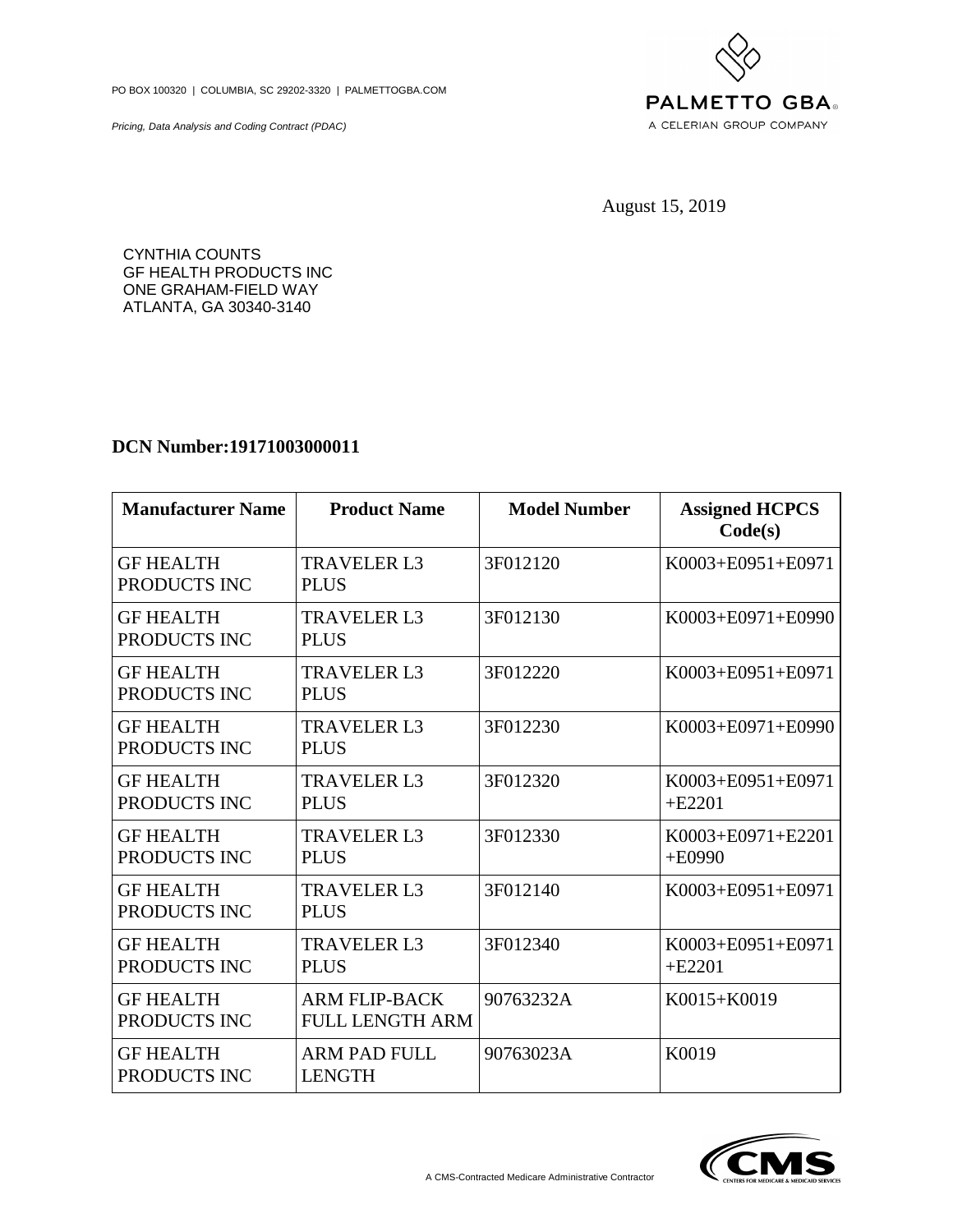PO BOX 100320 | COLUMBIA, SC 29202-3320 | PALMETTOGBA.COM

*Pricing, Data Analysis and Coding Contract (PDAC)*

PALMETTO GBA®
A CELERIAN GROUP COMPANY

August 15, 2019

CYNTHIA COUNTS
GF HEALTH PRODUCTS INC
ONE GRAHAM-FIELD WAY
ATLANTA, GA 30340-3140

**DCN Number:19171003000011**

| Manufacturer Name | Product Name | Model Number | Assigned HCPCS Code(s) |
|---|---|---|---|
| GF HEALTH PRODUCTS INC | TRAVELER L3 PLUS | 3F012120 | K0003+E0951+E0971 |
| GF HEALTH PRODUCTS INC | TRAVELER L3 PLUS | 3F012130 | K0003+E0971+E0990 |
| GF HEALTH PRODUCTS INC | TRAVELER L3 PLUS | 3F012220 | K0003+E0951+E0971 |
| GF HEALTH PRODUCTS INC | TRAVELER L3 PLUS | 3F012230 | K0003+E0971+E0990 |
| GF HEALTH PRODUCTS INC | TRAVELER L3 PLUS | 3F012320 | K0003+E0951+E0971+E2201 |
| GF HEALTH PRODUCTS INC | TRAVELER L3 PLUS | 3F012330 | K0003+E0971+E2201+E0990 |
| GF HEALTH PRODUCTS INC | TRAVELER L3 PLUS | 3F012140 | K0003+E0951+E0971 |
| GF HEALTH PRODUCTS INC | TRAVELER L3 PLUS | 3F012340 | K0003+E0951+E0971+E2201 |
| GF HEALTH PRODUCTS INC | ARM FLIP-BACK FULL LENGTH ARM | 90763232A | K0015+K0019 |
| GF HEALTH PRODUCTS INC | ARM PAD FULL LENGTH | 90763023A | K0019 |

A CMS-Contracted Medicare Administrative Contractor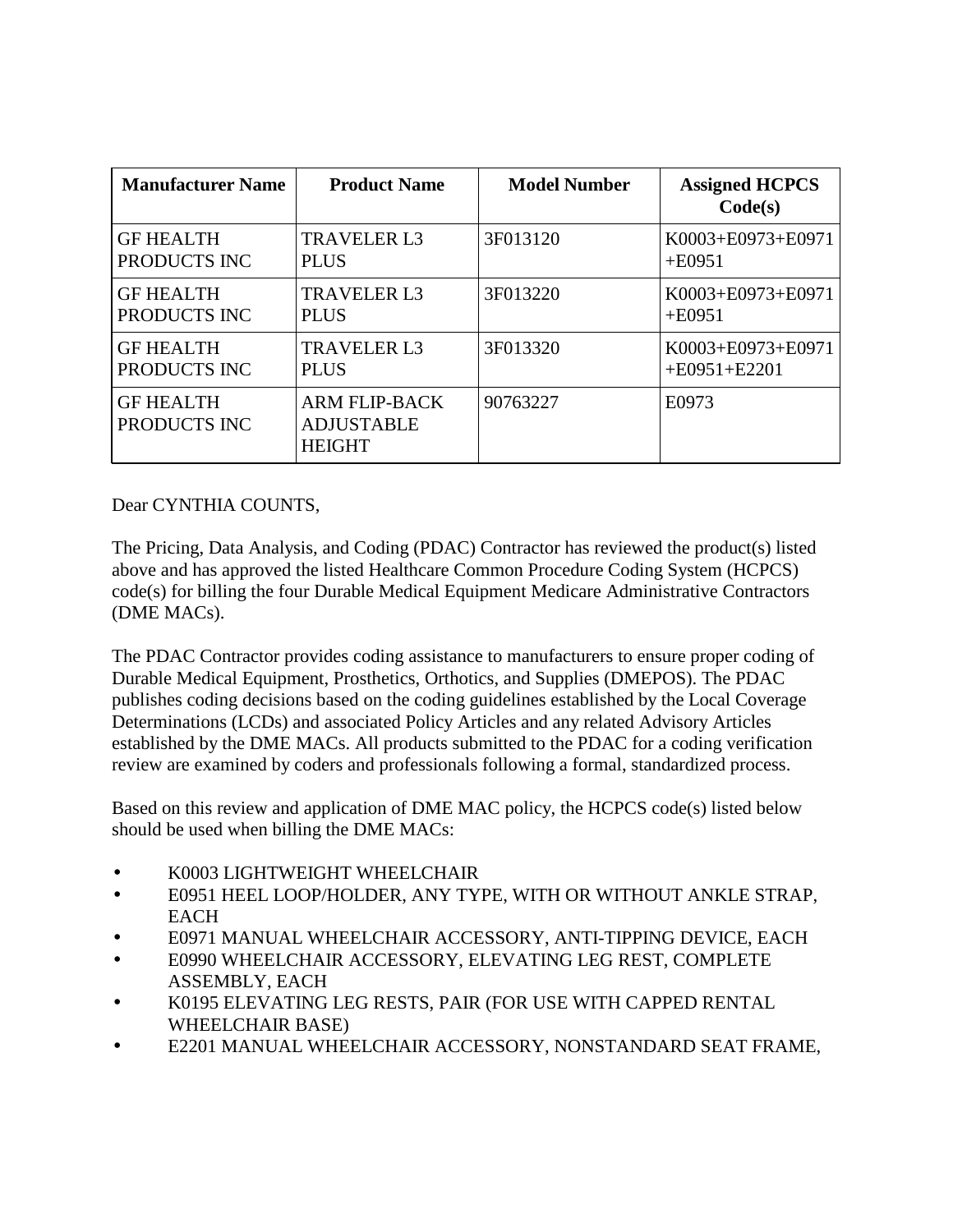| Manufacturer Name | Product Name | Model Number | Assigned HCPCS Code(s) |
| --- | --- | --- | --- |
| GF HEALTH PRODUCTS INC | TRAVELER L3 PLUS | 3F013120 | K0003+E0973+E0971+E0951 |
| GF HEALTH PRODUCTS INC | TRAVELER L3 PLUS | 3F013220 | K0003+E0973+E0971+E0951 |
| GF HEALTH PRODUCTS INC | TRAVELER L3 PLUS | 3F013320 | K0003+E0973+E0971+E0951+E2201 |
| GF HEALTH PRODUCTS INC | ARM FLIP-BACK ADJUSTABLE HEIGHT | 90763227 | E0973 |

Dear CYNTHIA COUNTS,

The Pricing, Data Analysis, and Coding (PDAC) Contractor has reviewed the product(s) listed above and has approved the listed Healthcare Common Procedure Coding System (HCPCS) code(s) for billing the four Durable Medical Equipment Medicare Administrative Contractors (DME MACs).

The PDAC Contractor provides coding assistance to manufacturers to ensure proper coding of Durable Medical Equipment, Prosthetics, Orthotics, and Supplies (DMEPOS). The PDAC publishes coding decisions based on the coding guidelines established by the Local Coverage Determinations (LCDs) and associated Policy Articles and any related Advisory Articles established by the DME MACs. All products submitted to the PDAC for a coding verification review are examined by coders and professionals following a formal, standardized process.

Based on this review and application of DME MAC policy, the HCPCS code(s) listed below should be used when billing the DME MACs:

- K0003 LIGHTWEIGHT WHEELCHAIR
- E0951 HEEL LOOP/HOLDER, ANY TYPE, WITH OR WITHOUT ANKLE STRAP, EACH
- E0971 MANUAL WHEELCHAIR ACCESSORY, ANTI-TIPPING DEVICE, EACH
- E0990 WHEELCHAIR ACCESSORY, ELEVATING LEG REST, COMPLETE ASSEMBLY, EACH
- K0195 ELEVATING LEG RESTS, PAIR (FOR USE WITH CAPPED RENTAL WHEELCHAIR BASE)
- E2201 MANUAL WHEELCHAIR ACCESSORY, NONSTANDARD SEAT FRAME,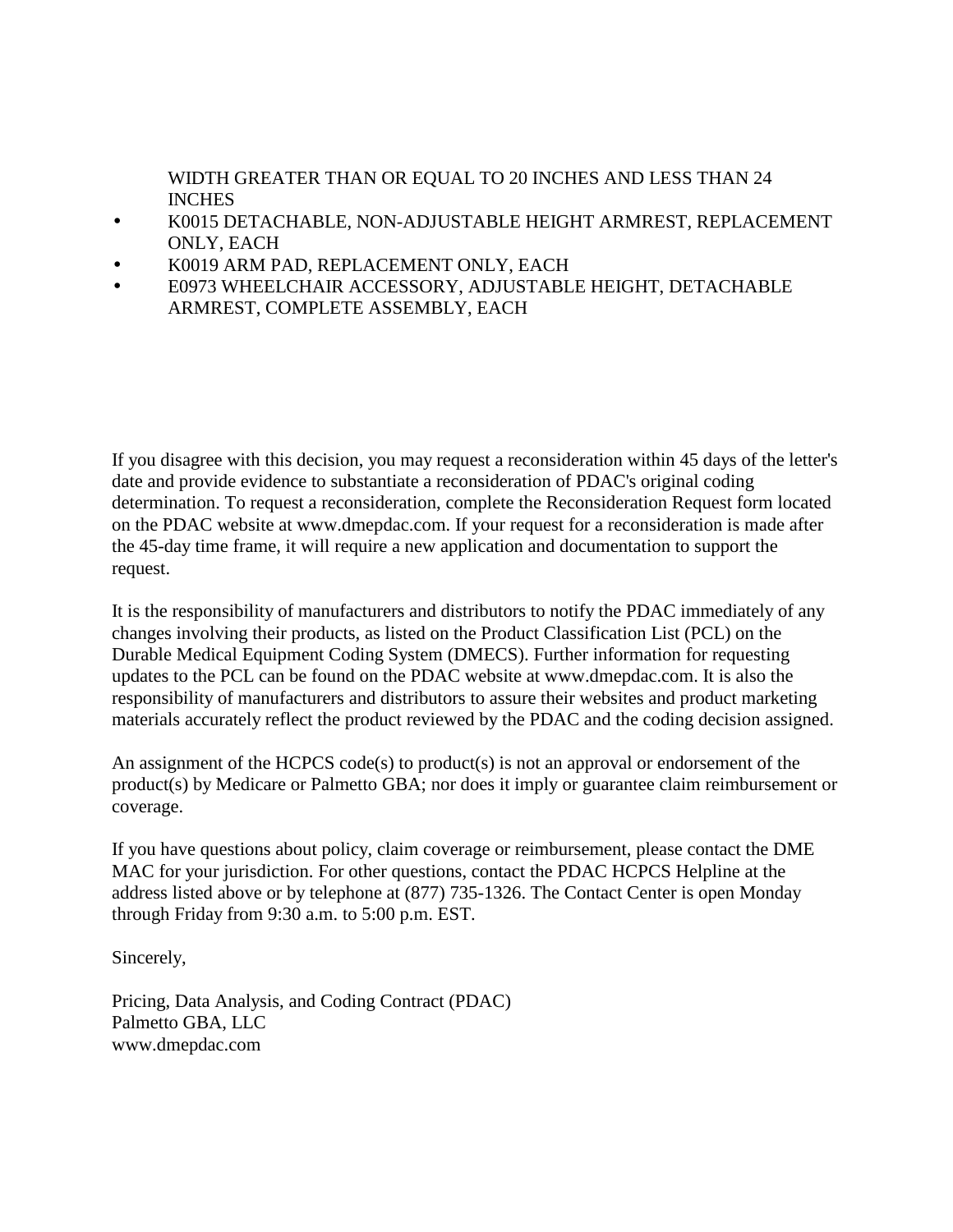WIDTH GREATER THAN OR EQUAL TO 20 INCHES AND LESS THAN 24 INCHES

- K0015 DETACHABLE, NON-ADJUSTABLE HEIGHT ARMREST, REPLACEMENT ONLY, EACH
- K0019 ARM PAD, REPLACEMENT ONLY, EACH
- E0973 WHEELCHAIR ACCESSORY, ADJUSTABLE HEIGHT, DETACHABLE ARMREST, COMPLETE ASSEMBLY, EACH

If you disagree with this decision, you may request a reconsideration within 45 days of the letter's date and provide evidence to substantiate a reconsideration of PDAC's original coding determination. To request a reconsideration, complete the Reconsideration Request form located on the PDAC website at www.dmepdac.com. If your request for a reconsideration is made after the 45-day time frame, it will require a new application and documentation to support the request.

It is the responsibility of manufacturers and distributors to notify the PDAC immediately of any changes involving their products, as listed on the Product Classification List (PCL) on the Durable Medical Equipment Coding System (DMECS). Further information for requesting updates to the PCL can be found on the PDAC website at www.dmepdac.com. It is also the responsibility of manufacturers and distributors to assure their websites and product marketing materials accurately reflect the product reviewed by the PDAC and the coding decision assigned.

An assignment of the HCPCS code(s) to product(s) is not an approval or endorsement of the product(s) by Medicare or Palmetto GBA; nor does it imply or guarantee claim reimbursement or coverage.

If you have questions about policy, claim coverage or reimbursement, please contact the DME MAC for your jurisdiction. For other questions, contact the PDAC HCPCS Helpline at the address listed above or by telephone at (877) 735-1326. The Contact Center is open Monday through Friday from 9:30 a.m. to 5:00 p.m. EST.

Sincerely,

Pricing, Data Analysis, and Coding Contract (PDAC)
Palmetto GBA, LLC
www.dmepdac.com